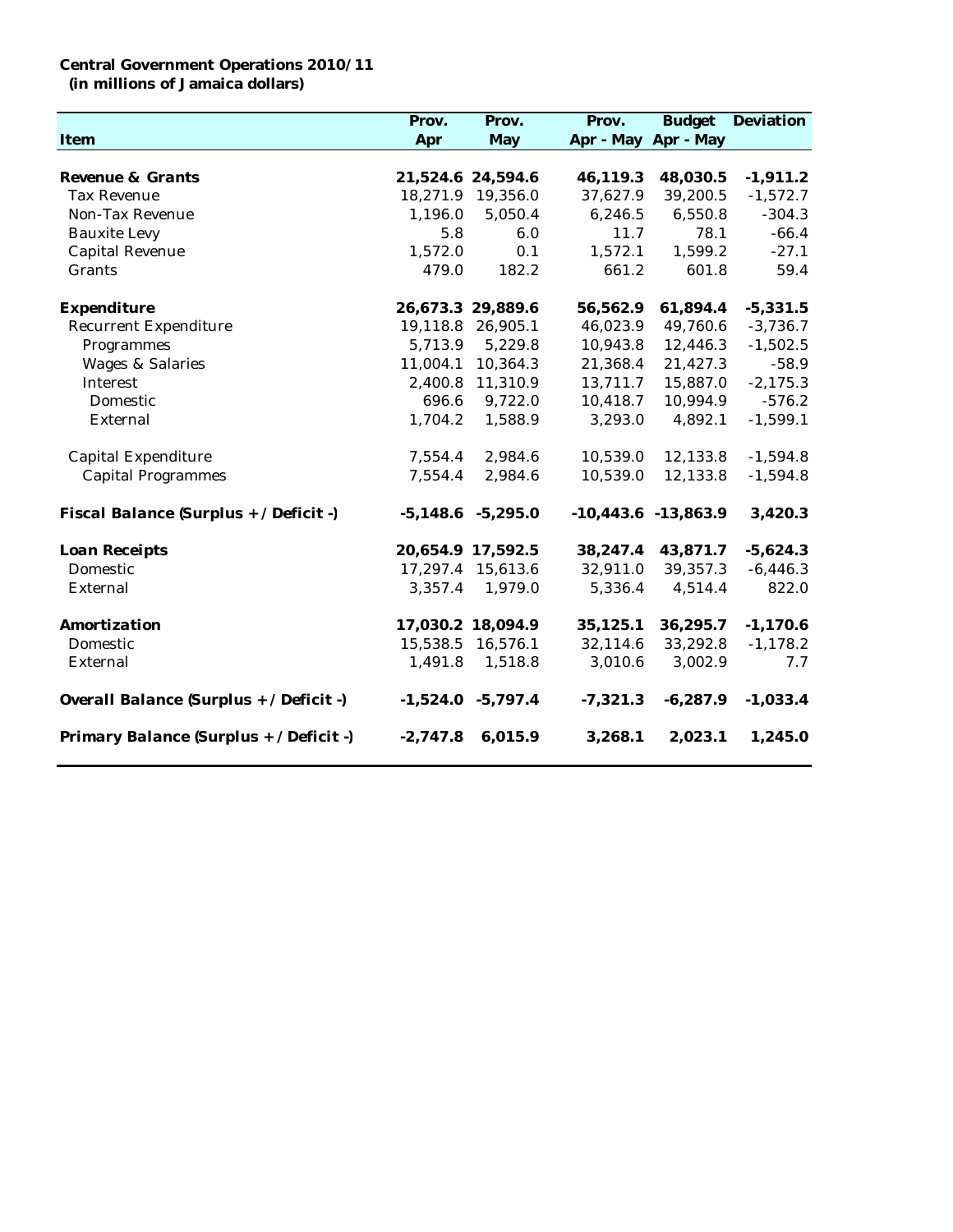**Central Government Operations 2010/11**
**(in millions of Jamaica dollars)**

| Item | Prov. Apr | Prov. May | Prov. Apr - May | Budget Apr - May | Deviation |
|---|---|---|---|---|---|
| **Revenue & Grants** | **21,524.6** | **24,594.6** | **46,119.3** | **48,030.5** | **-1,911.2** |
| Tax Revenue | 18,271.9 | 19,356.0 | 37,627.9 | 39,200.5 | -1,572.7 |
| Non-Tax Revenue | 1,196.0 | 5,050.4 | 6,246.5 | 6,550.8 | -304.3 |
| Bauxite Levy | 5.8 | 6.0 | 11.7 | 78.1 | -66.4 |
| Capital Revenue | 1,572.0 | 0.1 | 1,572.1 | 1,599.2 | -27.1 |
| Grants | 479.0 | 182.2 | 661.2 | 601.8 | 59.4 |
| **Expenditure** | **26,673.3** | **29,889.6** | **56,562.9** | **61,894.4** | **-5,331.5** |
| Recurrent Expenditure | 19,118.8 | 26,905.1 | 46,023.9 | 49,760.6 | -3,736.7 |
| Programmes | 5,713.9 | 5,229.8 | 10,943.8 | 12,446.3 | -1,502.5 |
| Wages & Salaries | 11,004.1 | 10,364.3 | 21,368.4 | 21,427.3 | -58.9 |
| Interest | 2,400.8 | 11,310.9 | 13,711.7 | 15,887.0 | -2,175.3 |
| Domestic | 696.6 | 9,722.0 | 10,418.7 | 10,994.9 | -576.2 |
| External | 1,704.2 | 1,588.9 | 3,293.0 | 4,892.1 | -1,599.1 |
| Capital Expenditure | 7,554.4 | 2,984.6 | 10,539.0 | 12,133.8 | -1,594.8 |
| Capital Programmes | 7,554.4 | 2,984.6 | 10,539.0 | 12,133.8 | -1,594.8 |
| **Fiscal Balance (Surplus + / Deficit -)** | **-5,148.6** | **-5,295.0** | **-10,443.6** | **-13,863.9** | **3,420.3** |
| **Loan Receipts** | **20,654.9** | **17,592.5** | **38,247.4** | **43,871.7** | **-5,624.3** |
| Domestic | 17,297.4 | 15,613.6 | 32,911.0 | 39,357.3 | -6,446.3 |
| External | 3,357.4 | 1,979.0 | 5,336.4 | 4,514.4 | 822.0 |
| **Amortization** | **17,030.2** | **18,094.9** | **35,125.1** | **36,295.7** | **-1,170.6** |
| Domestic | 15,538.5 | 16,576.1 | 32,114.6 | 33,292.8 | -1,178.2 |
| External | 1,491.8 | 1,518.8 | 3,010.6 | 3,002.9 | 7.7 |
| **Overall Balance (Surplus + / Deficit -)** | **-1,524.0** | **-5,797.4** | **-7,321.3** | **-6,287.9** | **-1,033.4** |
| **Primary Balance (Surplus + / Deficit -)** | **-2,747.8** | **6,015.9** | **3,268.1** | **2,023.1** | **1,245.0** |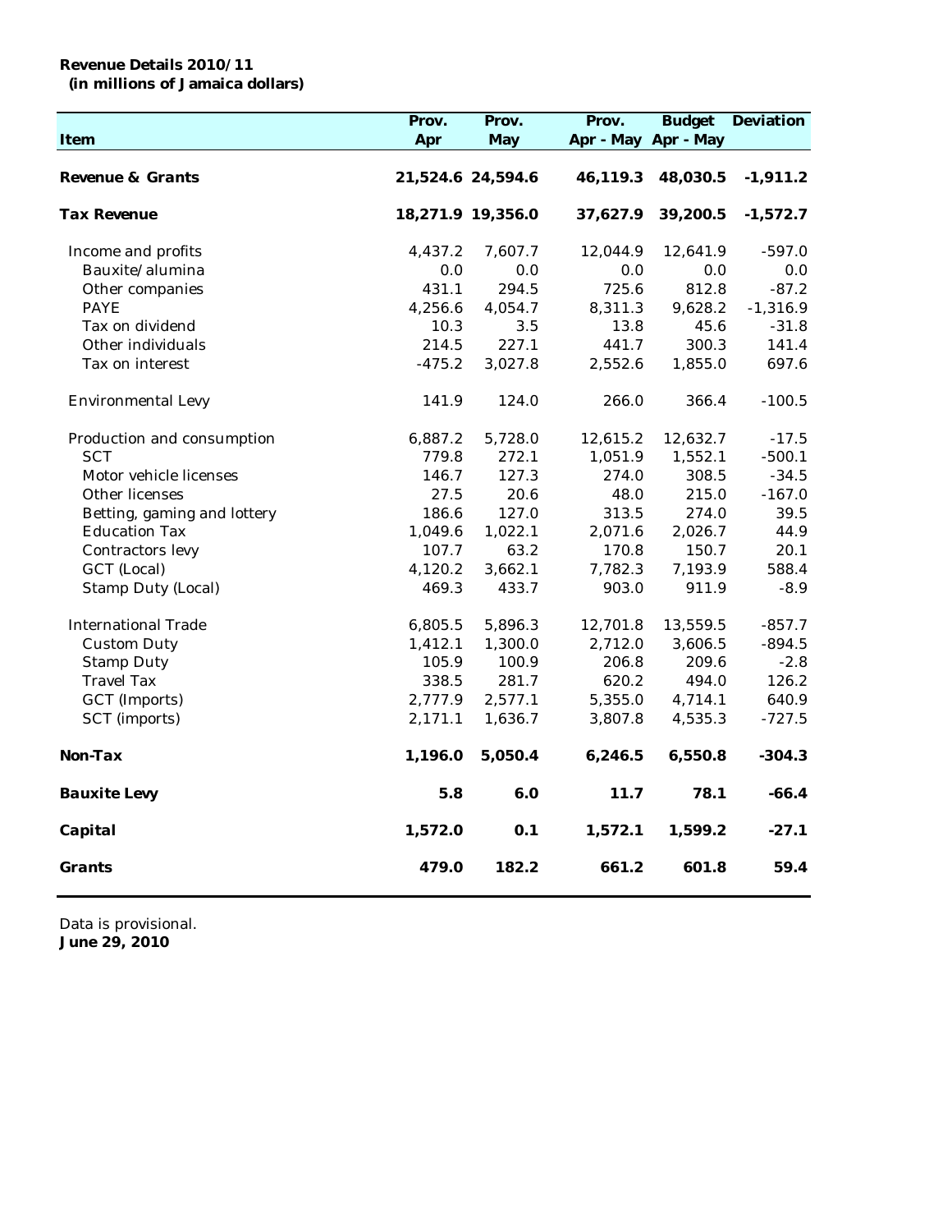**Revenue Details 2010/11**
**(in millions of Jamaica dollars)**

| Item | Prov. Apr | Prov. May | Prov. Apr - May | Budget Apr - May | Deviation |
|---|---|---|---|---|---|
| **Revenue & Grants** | **21,524.6** | **24,594.6** | **46,119.3** | **48,030.5** | **-1,911.2** |
| **Tax Revenue** | **18,271.9** | **19,356.0** | **37,627.9** | **39,200.5** | **-1,572.7** |
| Income and profits | 4,437.2 | 7,607.7 | 12,044.9 | 12,641.9 | -597.0 |
| Bauxite/alumina | 0.0 | 0.0 | 0.0 | 0.0 | 0.0 |
| Other companies | 431.1 | 294.5 | 725.6 | 812.8 | -87.2 |
| PAYE | 4,256.6 | 4,054.7 | 8,311.3 | 9,628.2 | -1,316.9 |
| Tax on dividend | 10.3 | 3.5 | 13.8 | 45.6 | -31.8 |
| Other individuals | 214.5 | 227.1 | 441.7 | 300.3 | 141.4 |
| Tax on interest | -475.2 | 3,027.8 | 2,552.6 | 1,855.0 | 697.6 |
| Environmental Levy | 141.9 | 124.0 | 266.0 | 366.4 | -100.5 |
| Production and consumption | 6,887.2 | 5,728.0 | 12,615.2 | 12,632.7 | -17.5 |
| SCT | 779.8 | 272.1 | 1,051.9 | 1,552.1 | -500.1 |
| Motor vehicle licenses | 146.7 | 127.3 | 274.0 | 308.5 | -34.5 |
| Other licenses | 27.5 | 20.6 | 48.0 | 215.0 | -167.0 |
| Betting, gaming and lottery | 186.6 | 127.0 | 313.5 | 274.0 | 39.5 |
| Education Tax | 1,049.6 | 1,022.1 | 2,071.6 | 2,026.7 | 44.9 |
| Contractors levy | 107.7 | 63.2 | 170.8 | 150.7 | 20.1 |
| GCT (Local) | 4,120.2 | 3,662.1 | 7,782.3 | 7,193.9 | 588.4 |
| Stamp Duty (Local) | 469.3 | 433.7 | 903.0 | 911.9 | -8.9 |
| International Trade | 6,805.5 | 5,896.3 | 12,701.8 | 13,559.5 | -857.7 |
| Custom Duty | 1,412.1 | 1,300.0 | 2,712.0 | 3,606.5 | -894.5 |
| Stamp Duty | 105.9 | 100.9 | 206.8 | 209.6 | -2.8 |
| Travel Tax | 338.5 | 281.7 | 620.2 | 494.0 | 126.2 |
| GCT (Imports) | 2,777.9 | 2,577.1 | 5,355.0 | 4,714.1 | 640.9 |
| SCT (imports) | 2,171.1 | 1,636.7 | 3,807.8 | 4,535.3 | -727.5 |
| **Non-Tax** | **1,196.0** | **5,050.4** | **6,246.5** | **6,550.8** | **-304.3** |
| **Bauxite Levy** | **5.8** | **6.0** | **11.7** | **78.1** | **-66.4** |
| **Capital** | **1,572.0** | **0.1** | **1,572.1** | **1,599.2** | **-27.1** |
| **Grants** | **479.0** | **182.2** | **661.2** | **601.8** | **59.4** |

Data is provisional.
**June 29, 2010**